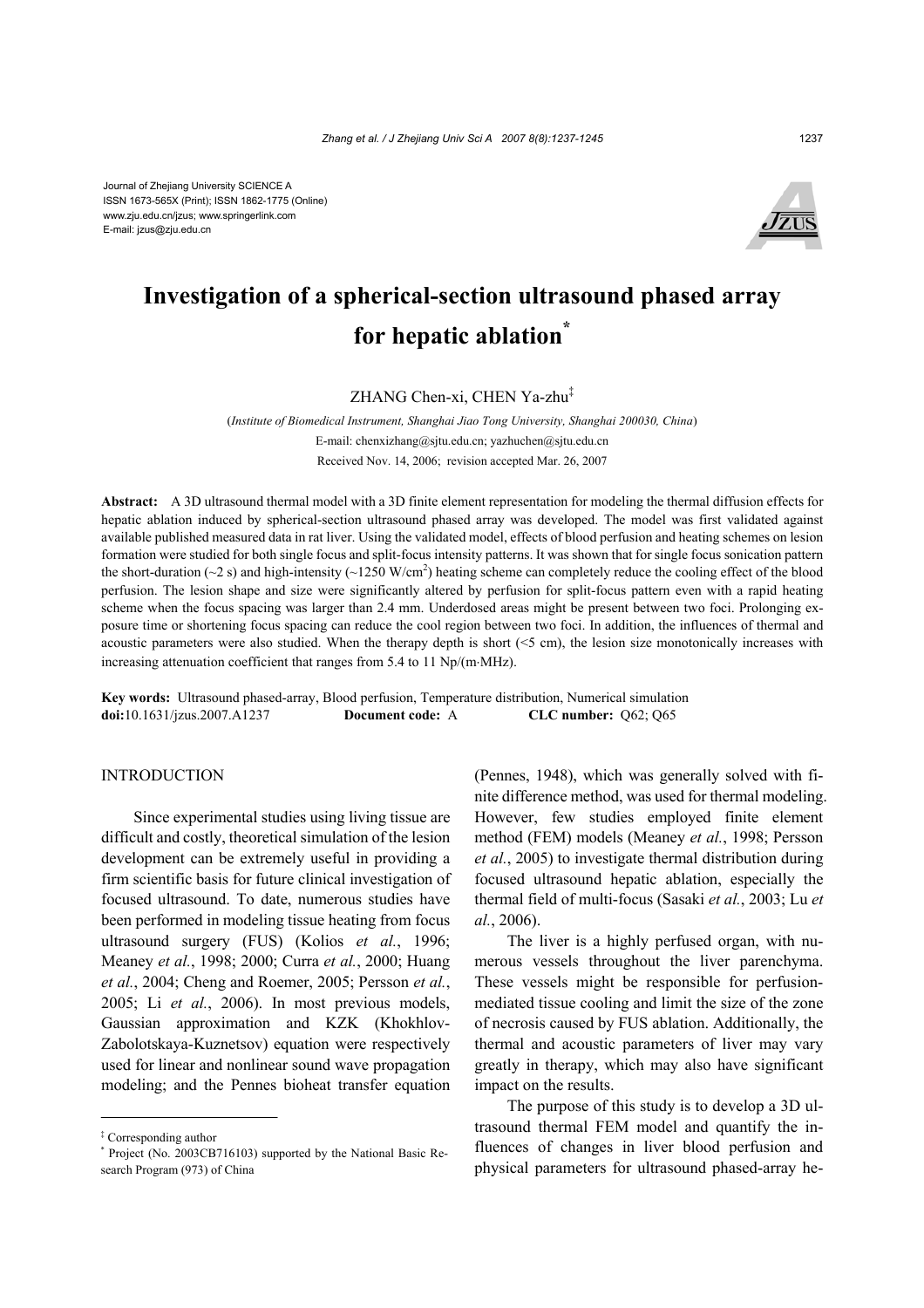Journal of Zhejiang University SCIENCE A
ISSN 1673-565X (Print); ISSN 1862-1775 (Online)
www.zju.edu.cn/jzus; www.springerlink.com
E-mail: jzus@zju.edu.cn

# Investigation of a spherical-section ultrasound phased array for hepatic ablation*

ZHANG Chen-xi, CHEN Ya-zhu‡

(*Institute of Biomedical Instrument, Shanghai Jiao Tong University, Shanghai 200030, China*)

E-mail: chenxizhang@sjtu.edu.cn; yazhuchen@sjtu.edu.cn

Received Nov. 14, 2006; revision accepted Mar. 26, 2007

**Abstract:** A 3D ultrasound thermal model with a 3D finite element representation for modeling the thermal diffusion effects for hepatic ablation induced by spherical-section ultrasound phased array was developed. The model was first validated against available published measured data in rat liver. Using the validated model, effects of blood perfusion and heating schemes on lesion formation were studied for both single focus and split-focus intensity patterns. It was shown that for single focus sonication pattern the short-duration (~2 s) and high-intensity (~1250 W/cm$^2$) heating scheme can completely reduce the cooling effect of the blood perfusion. The lesion shape and size were significantly altered by perfusion for split-focus pattern even with a rapid heating scheme when the focus spacing was larger than 2.4 mm. Underdosed areas might be present between two foci. Prolonging exposure time or shortening focus spacing can reduce the cool region between two foci. In addition, the influences of thermal and acoustic parameters were also studied. When the therapy depth is short (<5 cm), the lesion size monotonically increases with increasing attenuation coefficient that ranges from 5.4 to 11 Np/(m·MHz).

**Key words:** Ultrasound phased-array, Blood perfusion, Temperature distribution, Numerical simulation
**doi:**10.1631/jzus.2007.A1237 **Document code:** A **CLC number:** Q62; Q65

## INTRODUCTION

Since experimental studies using living tissue are difficult and costly, theoretical simulation of the lesion development can be extremely useful in providing a firm scientific basis for future clinical investigation of focused ultrasound. To date, numerous studies have been performed in modeling tissue heating from focus ultrasound surgery (FUS) (Kolios *et al.*, 1996; Meaney *et al.*, 1998; 2000; Curra *et al.*, 2000; Huang *et al.*, 2004; Cheng and Roemer, 2005; Persson *et al.*, 2005; Li *et al.*, 2006). In most previous models, Gaussian approximation and KZK (Khokhlov-Zabolotskaya-Kuznetsov) equation were respectively used for linear and nonlinear sound wave propagation modeling; and the Pennes bioheat transfer equation (Pennes, 1948), which was generally solved with finite difference method, was used for thermal modeling. However, few studies employed finite element method (FEM) models (Meaney *et al.*, 1998; Persson *et al.*, 2005) to investigate thermal distribution during focused ultrasound hepatic ablation, especially the thermal field of multi-focus (Sasaki *et al.*, 2003; Lu *et al.*, 2006).

The liver is a highly perfused organ, with numerous vessels throughout the liver parenchyma. These vessels might be responsible for perfusion-mediated tissue cooling and limit the size of the zone of necrosis caused by FUS ablation. Additionally, the thermal and acoustic parameters of liver may vary greatly in therapy, which may also have significant impact on the results.

The purpose of this study is to develop a 3D ultrasound thermal FEM model and quantify the influences of changes in liver blood perfusion and physical parameters for ultrasound phased-array he-

‡ Corresponding author
* Project (No. 2003CB716103) supported by the National Basic Research Program (973) of China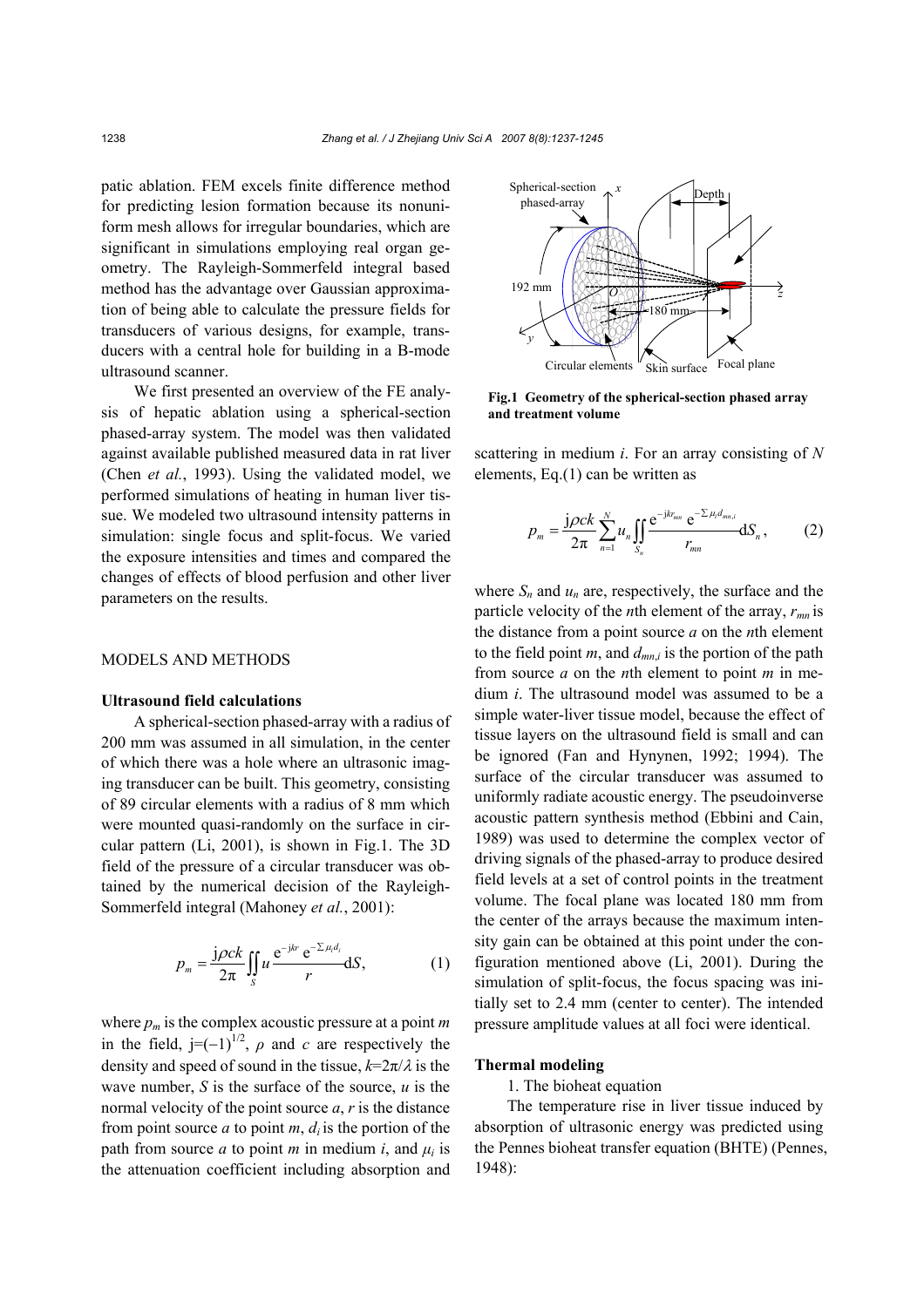patic ablation. FEM excels finite difference method for predicting lesion formation because its nonuniform mesh allows for irregular boundaries, which are significant in simulations employing real organ geometry. The Rayleigh-Sommerfeld integral based method has the advantage over Gaussian approximation of being able to calculate the pressure fields for transducers of various designs, for example, transducers with a central hole for building in a B-mode ultrasound scanner.

We first presented an overview of the FE analysis of hepatic ablation using a spherical-section phased-array system. The model was then validated against available published measured data in rat liver (Chen *et al.*, 1993). Using the validated model, we performed simulations of heating in human liver tissue. We modeled two ultrasound intensity patterns in simulation: single focus and split-focus. We varied the exposure intensities and times and compared the changes of effects of blood perfusion and other liver parameters on the results.

## MODELS AND METHODS

### Ultrasound field calculations

A spherical-section phased-array with a radius of 200 mm was assumed in all simulation, in the center of which there was a hole where an ultrasonic imaging transducer can be built. This geometry, consisting of 89 circular elements with a radius of 8 mm which were mounted quasi-randomly on the surface in circular pattern (Li, 2001), is shown in Fig.1. The 3D field of the pressure of a circular transducer was obtained by the numerical decision of the Rayleigh-Sommerfeld integral (Mahoney *et al.*, 2001):

$$p_m = \frac{\mathrm{j}\rho ck}{2\pi}\iint_S u\frac{\mathrm{e}^{-\mathrm{j}kr}\,\mathrm{e}^{-\sum \mu_i d_i}}{r}\mathrm{d}S, \tag{1}$$

where $p_m$ is the complex acoustic pressure at a point $m$ in the field, $\mathrm{j}=(-1)^{1/2}$, $\rho$ and $c$ are respectively the density and speed of sound in the tissue, $k=2\pi/\lambda$ is the wave number, $S$ is the surface of the source, $u$ is the normal velocity of the point source $a$, $r$ is the distance from point source $a$ to point $m$, $d_i$ is the portion of the path from source $a$ to point $m$ in medium $i$, and $\mu_i$ is the attenuation coefficient including absorption and scattering in medium $i$. For an array consisting of $N$ elements, Eq.(1) can be written as

$$p_m = \frac{\mathrm{j}\rho ck}{2\pi}\sum_{n=1}^{N} u_n \iint_{S_n} \frac{\mathrm{e}^{-\mathrm{j}kr_{mn}}\,\mathrm{e}^{-\sum \mu_i d_{mn,i}}}{r_{mn}}\mathrm{d}S_n, \tag{2}$$

where $S_n$ and $u_n$ are, respectively, the surface and the particle velocity of the $n$th element of the array, $r_{mn}$ is the distance from a point source $a$ on the $n$th element to the field point $m$, and $d_{mn,i}$ is the portion of the path from source $a$ on the $n$th element to point $m$ in medium $i$. The ultrasound model was assumed to be a simple water-liver tissue model, because the effect of tissue layers on the ultrasound field is small and can be ignored (Fan and Hynynen, 1992; 1994). The surface of the circular transducer was assumed to uniformly radiate acoustic energy. The pseudoinverse acoustic pattern synthesis method (Ebbini and Cain, 1989) was used to determine the complex vector of driving signals of the phased-array to produce desired field levels at a set of control points in the treatment volume. The focal plane was located 180 mm from the center of the arrays because the maximum intensity gain can be obtained at this point under the configuration mentioned above (Li, 2001). During the simulation of split-focus, the focus spacing was initially set to 2.4 mm (center to center). The intended pressure amplitude values at all foci were identical.

**Fig.1 Geometry of the spherical-section phased array and treatment volume**

### Thermal modeling

1. The bioheat equation

The temperature rise in liver tissue induced by absorption of ultrasonic energy was predicted using the Pennes bioheat transfer equation (BHTE) (Pennes, 1948):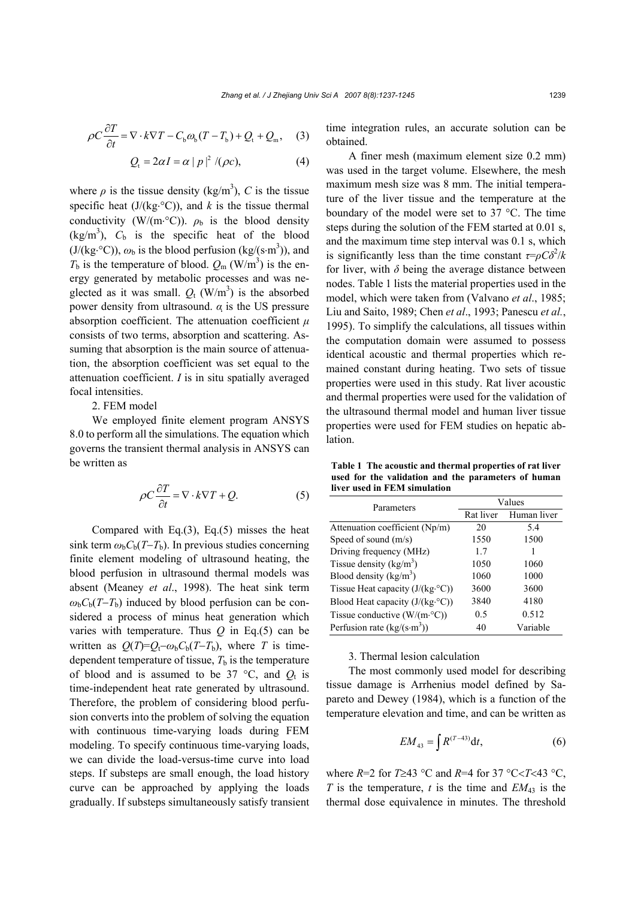$$\rho C\frac{\partial T}{\partial t}=\nabla\cdot k\nabla T-C_{\mathrm{b}}\omega_{\mathrm{b}}(T-T_{\mathrm{b}})+Q_{\mathrm{t}}+Q_{\mathrm{m}},\quad(3)$$

$$Q_{\mathrm{t}}=2\alpha I=\alpha\,|p|^{2}/(\rho c),\quad(4)$$

where $\rho$ is the tissue density (kg/m$^3$), $C$ is the tissue specific heat (J/(kg·°C)), and $k$ is the tissue thermal conductivity (W/(m·°C)). $\rho_b$ is the blood density (kg/m$^3$), $C_b$ is the specific heat of the blood (J/(kg·°C)), $\omega_b$ is the blood perfusion (kg/(s·m$^3$)), and $T_b$ is the temperature of blood. $Q_m$ (W/m$^3$) is the energy generated by metabolic processes and was neglected as it was small. $Q_t$ (W/m$^3$) is the absorbed power density from ultrasound. $\alpha$ is the US pressure absorption coefficient. The attenuation coefficient $\mu$ consists of two terms, absorption and scattering. Assuming that absorption is the main source of attenuation, the absorption coefficient was set equal to the attenuation coefficient. $I$ is in situ spatially averaged focal intensities.

2. FEM model

We employed finite element program ANSYS 8.0 to perform all the simulations. The equation which governs the transient thermal analysis in ANSYS can be written as

$$\rho C\frac{\partial T}{\partial t}=\nabla\cdot k\nabla T+Q.\quad(5)$$

Compared with Eq.(3), Eq.(5) misses the heat sink term $\omega_bC_b(T-T_b)$. In previous studies concerning finite element modeling of ultrasound heating, the blood perfusion in ultrasound thermal models was absent (Meaney *et al*., 1998). The heat sink term $\omega_bC_b(T-T_b)$ induced by blood perfusion can be considered a process of minus heat generation which varies with temperature. Thus $Q$ in Eq.(5) can be written as $Q(T)=Q_t-\omega_bC_b(T-T_b)$, where $T$ is time-dependent temperature of tissue, $T_b$ is the temperature of blood and is assumed to be 37 °C, and $Q_t$ is time-independent heat rate generated by ultrasound. Therefore, the problem of considering blood perfusion converts into the problem of solving the equation with continuous time-varying loads during FEM modeling. To specify continuous time-varying loads, we can divide the load-versus-time curve into load steps. If substeps are small enough, the load history curve can be approached by applying the loads gradually. If substeps simultaneously satisfy transient time integration rules, an accurate solution can be obtained.

A finer mesh (maximum element size 0.2 mm) was used in the target volume. Elsewhere, the mesh maximum mesh size was 8 mm. The initial temperature of the liver tissue and the temperature at the boundary of the model were set to 37 °C. The time steps during the solution of the FEM started at 0.01 s, and the maximum time step interval was 0.1 s, which is significantly less than the time constant $\tau=\rho C\delta^2/k$ for liver, with $\delta$ being the average distance between nodes. Table 1 lists the material properties used in the model, which were taken from (Valvano *et al*., 1985; Liu and Saito, 1989; Chen *et al*., 1993; Panescu *et al.*, 1995). To simplify the calculations, all tissues within the computation domain were assumed to possess identical acoustic and thermal properties which remained constant during heating. Two sets of tissue properties were used in this study. Rat liver acoustic and thermal properties were used for the validation of the ultrasound thermal model and human liver tissue properties were used for FEM studies on hepatic ablation.

**Table 1 The acoustic and thermal properties of rat liver used for the validation and the parameters of human liver used in FEM simulation**

| Parameters | Values | |
|---|---|---|
| | Rat liver | Human liver |
| Attenuation coefficient (Np/m) | 20 | 5.4 |
| Speed of sound (m/s) | 1550 | 1500 |
| Driving frequency (MHz) | 1.7 | 1 |
| Tissue density (kg/m$^3$) | 1050 | 1060 |
| Blood density (kg/m$^3$) | 1060 | 1000 |
| Tissue Heat capacity (J/(kg·°C)) | 3600 | 3600 |
| Blood Heat capacity (J/(kg·°C)) | 3840 | 4180 |
| Tissue conductive (W/(m·°C)) | 0.5 | 0.512 |
| Perfusion rate (kg/(s·m$^3$)) | 40 | Variable |

3. Thermal lesion calculation

The most commonly used model for describing tissue damage is Arrhenius model defined by Sapareto and Dewey (1984), which is a function of the temperature elevation and time, and can be written as

$$EM_{43}=\int R^{(T-43)}\mathrm{d}t,\quad(6)$$

where $R$=2 for $T\geq$43 °C and $R$=4 for 37 °C<$T$<43 °C, $T$ is the temperature, $t$ is the time and $EM_{43}$ is the thermal dose equivalence in minutes. The threshold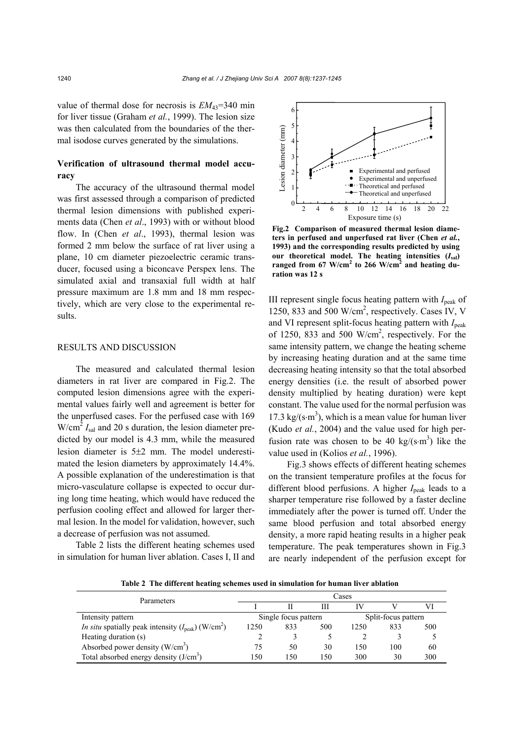value of thermal dose for necrosis is $EM_{43}$=340 min for liver tissue (Graham *et al.*, 1999). The lesion size was then calculated from the boundaries of the thermal isodose curves generated by the simulations.

### Verification of ultrasound thermal model accuracy

The accuracy of the ultrasound thermal model was first assessed through a comparison of predicted thermal lesion dimensions with published experiments data (Chen *et al*., 1993) with or without blood flow. In (Chen *et al*., 1993), thermal lesion was formed 2 mm below the surface of rat liver using a plane, 10 cm diameter piezoelectric ceramic transducer, focused using a biconcave Perspex lens. The simulated axial and transaxial full width at half pressure maximum are 1.8 mm and 18 mm respectively, which are very close to the experimental results.

## RESULTS AND DISCUSSION

The measured and calculated thermal lesion diameters in rat liver are compared in Fig.2. The computed lesion dimensions agree with the experimental values fairly well and agreement is better for the unperfused cases. For the perfused case with 169 W/cm$^2$ $I_{sal}$ and 20 s duration, the lesion diameter predicted by our model is 4.3 mm, while the measured lesion diameter is 5±2 mm. The model underestimated the lesion diameters by approximately 14.4%. A possible explanation of the underestimation is that micro-vasculature collapse is expected to occur during long time heating, which would have reduced the perfusion cooling effect and allowed for larger thermal lesion. In the model for validation, however, such a decrease of perfusion was not assumed.

Table 2 lists the different heating schemes used in simulation for human liver ablation. Cases I, II and III represent single focus heating pattern with $I_{peak}$ of 1250, 833 and 500 W/cm$^2$, respectively. Cases IV, V and VI represent split-focus heating pattern with $I_{peak}$ of 1250, 833 and 500 W/cm$^2$, respectively. For the same intensity pattern, we change the heating scheme by increasing heating duration and at the same time decreasing heating intensity so that the total absorbed energy densities (i.e. the result of absorbed power density multiplied by heating duration) were kept constant. The value used for the normal perfusion was 17.3 kg/(s·m$^3$), which is a mean value for human liver (Kudo *et al.*, 2004) and the value used for high perfusion rate was chosen to be 40 kg/(s·m$^3$) like the value used in (Kolios *et al.*, 1996).

Fig.3 shows effects of different heating schemes on the transient temperature profiles at the focus for different blood perfusions. A higher $I_{peak}$ leads to a sharper temperature rise followed by a faster decline immediately after the power is turned off. Under the same blood perfusion and total absorbed energy density, a more rapid heating results in a higher peak temperature. The peak temperatures shown in Fig.3 are nearly independent of the perfusion except for

**Fig.2 Comparison of measured thermal lesion diameters in perfused and unperfused rat liver (Chen *et al.*, 1993) and the corresponding results predicted by using our theoretical model. The heating intensities ($I_{sal}$) ranged from 67 W/cm$^2$ to 266 W/cm$^2$ and heating duration was 12 s**

**Table 2 The different heating schemes used in simulation for human liver ablation**

| Parameters | Cases | | | | | |
|---|---|---|---|---|---|---|
| | I | II | III | IV | V | VI |
| Intensity pattern | Single focus pattern | | | Split-focus pattern | | |
| *In situ* spatially peak intensity ($I_{peak}$) (W/cm$^2$) | 1250 | 833 | 500 | 1250 | 833 | 500 |
| Heating duration (s) | 2 | 3 | 5 | 2 | 3 | 5 |
| Absorbed power density (W/cm$^3$) | 75 | 50 | 30 | 150 | 100 | 60 |
| Total absorbed energy density (J/cm$^3$) | 150 | 150 | 150 | 300 | 30 | 300 |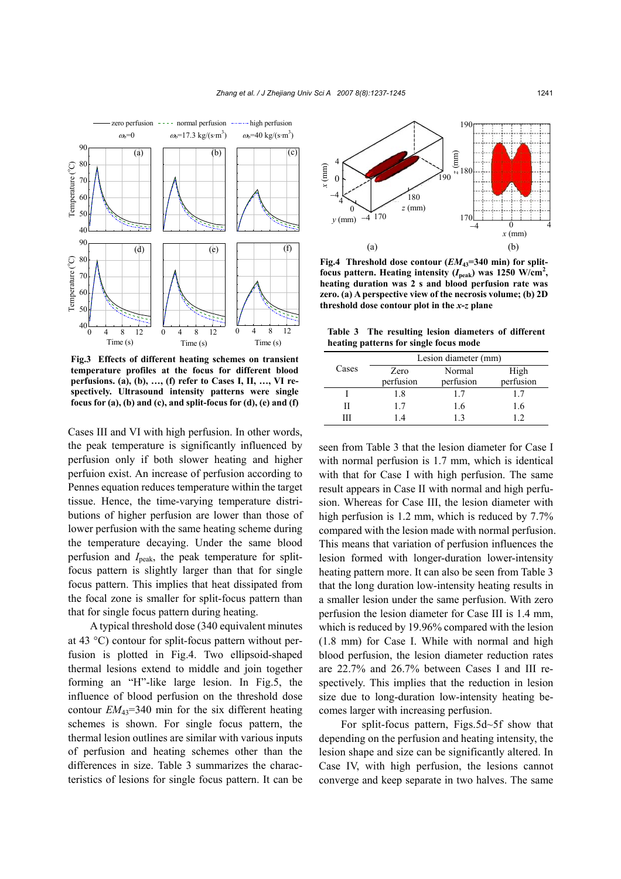Fig.3 Effects of different heating schemes on transient temperature profiles at the focus for different blood perfusions. (a), (b), …, (f) refer to Cases I, II, …, VI respectively. Ultrasound intensity patterns were single focus for (a), (b) and (c), and split-focus for (d), (e) and (f)

Cases III and VI with high perfusion. In other words, the peak temperature is significantly influenced by perfusion only if both slower heating and higher perfuion exist. An increase of perfusion according to Pennes equation reduces temperature within the target tissue. Hence, the time-varying temperature distributions of higher perfusion are lower than those of lower perfusion with the same heating scheme during the temperature decaying. Under the same blood perfusion and $I_{peak}$, the peak temperature for split-focus pattern is slightly larger than that for single focus pattern. This implies that heat dissipated from the focal zone is smaller for split-focus pattern than that for single focus pattern during heating.

A typical threshold dose (340 equivalent minutes at 43 °C) contour for split-focus pattern without perfusion is plotted in Fig.4. Two ellipsoid-shaped thermal lesions extend to middle and join together forming an "H"-like large lesion. In Fig.5, the influence of blood perfusion on the threshold dose contour $EM_{43}$=340 min for the six different heating schemes is shown. For single focus pattern, the thermal lesion outlines are similar with various inputs of perfusion and heating schemes other than the differences in size. Table 3 summarizes the characteristics of lesions for single focus pattern. It can be seen from Table 3 that the lesion diameter for Case I with normal perfusion is 1.7 mm, which is identical with that for Case I with high perfusion. The same result appears in Case II with normal and high perfusion. Whereas for Case III, the lesion diameter with high perfusion is 1.2 mm, which is reduced by 7.7% compared with the lesion made with normal perfusion. This means that variation of perfusion influences the lesion formed with longer-duration lower-intensity heating pattern more. It can also be seen from Table 3 that the long duration low-intensity heating results in a smaller lesion under the same perfusion. With zero perfusion the lesion diameter for Case III is 1.4 mm, which is reduced by 19.96% compared with the lesion (1.8 mm) for Case I. While with normal and high blood perfusion, the lesion diameter reduction rates are 22.7% and 26.7% between Cases I and III respectively. This implies that the reduction in lesion size due to long-duration low-intensity heating becomes larger with increasing perfusion.

Fig.4 Threshold dose contour ($EM_{43}$=340 min) for split-focus pattern. Heating intensity ($I_{peak}$) was 1250 W/cm$^2$, heating duration was 2 s and blood perfusion rate was zero. (a) A perspective view of the necrosis volume; (b) 2D threshold dose contour plot in the *x*-*z* plane

Table 3 The resulting lesion diameters of different heating patterns for single focus mode

| Cases | Lesion diameter (mm) | | |
|---|---|---|---|
| | Zero perfusion | Normal perfusion | High perfusion |
| I | 1.8 | 1.7 | 1.7 |
| II | 1.7 | 1.6 | 1.6 |
| III | 1.4 | 1.3 | 1.2 |

For split-focus pattern, Figs.5d~5f show that depending on the perfusion and heating intensity, the lesion shape and size can be significantly altered. In Case IV, with high perfusion, the lesions cannot converge and keep separate in two halves. The same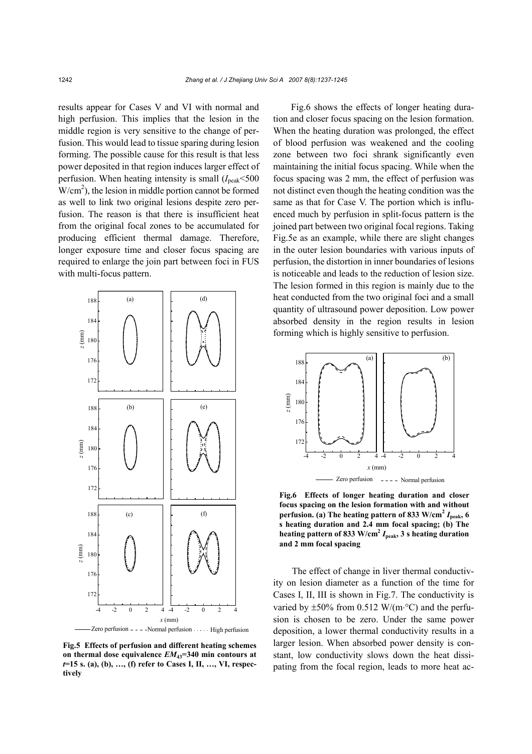results appear for Cases V and VI with normal and high perfusion. This implies that the lesion in the middle region is very sensitive to the change of perfusion. This would lead to tissue sparing during lesion forming. The possible cause for this result is that less power deposited in that region induces larger effect of perfusion. When heating intensity is small ($I_{peak}$<500 W/cm$^2$), the lesion in middle portion cannot be formed as well to link two original lesions despite zero perfusion. The reason is that there is insufficient heat from the original focal zones to be accumulated for producing efficient thermal damage. Therefore, longer exposure time and closer focus spacing are required to enlarge the join part between foci in FUS with multi-focus pattern.

**Fig.5 Effects of perfusion and different heating schemes on thermal dose equivalence $EM_{43}$=340 min contours at $t$=15 s. (a), (b), …, (f) refer to Cases I, II, …, VI, respectively**

Fig.6 shows the effects of longer heating duration and closer focus spacing on the lesion formation. When the heating duration was prolonged, the effect of blood perfusion was weakened and the cooling zone between two foci shrank significantly even maintaining the initial focus spacing. While when the focus spacing was 2 mm, the effect of perfusion was not distinct even though the heating condition was the same as that for Case V. The portion which is influenced much by perfusion in split-focus pattern is the joined part between two original focal regions. Taking Fig.5e as an example, while there are slight changes in the outer lesion boundaries with various inputs of perfusion, the distortion in inner boundaries of lesions is noticeable and leads to the reduction of lesion size. The lesion formed in this region is mainly due to the heat conducted from the two original foci and a small quantity of ultrasound power deposition. Low power absorbed density in the region results in lesion forming which is highly sensitive to perfusion.

**Fig.6 Effects of longer heating duration and closer focus spacing on the lesion formation with and without perfusion. (a) The heating pattern of 833 W/cm$^2$ $I_{peak}$, 6 s heating duration and 2.4 mm focal spacing; (b) The heating pattern of 833 W/cm$^2$ $I_{peak}$, 3 s heating duration and 2 mm focal spacing**

The effect of change in liver thermal conductivity on lesion diameter as a function of the time for Cases I, II, III is shown in Fig.7. The conductivity is varied by ±50% from 0.512 W/(m·°C) and the perfusion is chosen to be zero. Under the same power deposition, a lower thermal conductivity results in a larger lesion. When absorbed power density is constant, low conductivity slows down the heat dissipating from the focal region, leads to more heat ac-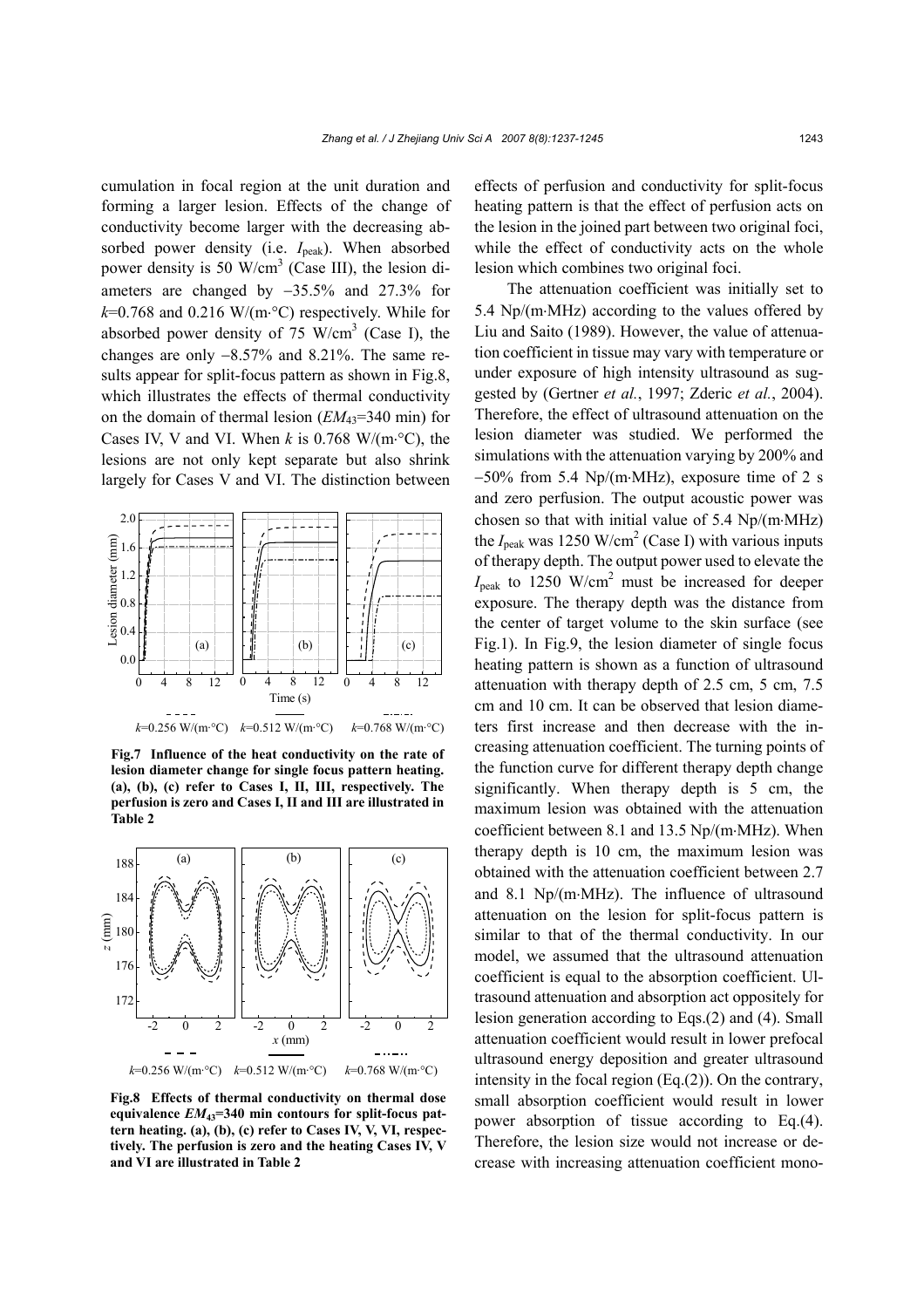cumulation in focal region at the unit duration and forming a larger lesion. Effects of the change of conductivity become larger with the decreasing absorbed power density (i.e. $I_{peak}$). When absorbed power density is 50 W/cm$^3$ (Case III), the lesion diameters are changed by −35.5% and 27.3% for $k$=0.768 and 0.216 W/(m·°C) respectively. While for absorbed power density of 75 W/cm$^3$ (Case I), the changes are only −8.57% and 8.21%. The same results appear for split-focus pattern as shown in Fig.8, which illustrates the effects of thermal conductivity on the domain of thermal lesion ($EM_{43}$=340 min) for Cases IV, V and VI. When $k$ is 0.768 W/(m·°C), the lesions are not only kept separate but also shrink largely for Cases V and VI. The distinction between effects of perfusion and conductivity for split-focus heating pattern is that the effect of perfusion acts on the lesion in the joined part between two original foci, while the effect of conductivity acts on the whole lesion which combines two original foci.

**Fig.7 Influence of the heat conductivity on the rate of lesion diameter change for single focus pattern heating. (a), (b), (c) refer to Cases I, II, III, respectively. The perfusion is zero and Cases I, II and III are illustrated in Table 2**

**Fig.8 Effects of thermal conductivity on thermal dose equivalence $EM_{43}$=340 min contours for split-focus pattern heating. (a), (b), (c) refer to Cases IV, V, VI, respectively. The perfusion is zero and the heating Cases IV, V and VI are illustrated in Table 2**

The attenuation coefficient was initially set to 5.4 Np/(m·MHz) according to the values offered by Liu and Saito (1989). However, the value of attenuation coefficient in tissue may vary with temperature or under exposure of high intensity ultrasound as suggested by (Gertner *et al.*, 1997; Zderic *et al.*, 2004). Therefore, the effect of ultrasound attenuation on the lesion diameter was studied. We performed the simulations with the attenuation varying by 200% and −50% from 5.4 Np/(m·MHz), exposure time of 2 s and zero perfusion. The output acoustic power was chosen so that with initial value of 5.4 Np/(m·MHz) the $I_{peak}$ was 1250 W/cm$^2$ (Case I) with various inputs of therapy depth. The output power used to elevate the $I_{peak}$ to 1250 W/cm$^2$ must be increased for deeper exposure. The therapy depth was the distance from the center of target volume to the skin surface (see Fig.1). In Fig.9, the lesion diameter of single focus heating pattern is shown as a function of ultrasound attenuation with therapy depth of 2.5 cm, 5 cm, 7.5 cm and 10 cm. It can be observed that lesion diameters first increase and then decrease with the increasing attenuation coefficient. The turning points of the function curve for different therapy depth change significantly. When therapy depth is 5 cm, the maximum lesion was obtained with the attenuation coefficient between 8.1 and 13.5 Np/(m·MHz). When therapy depth is 10 cm, the maximum lesion was obtained with the attenuation coefficient between 2.7 and 8.1 Np/(m·MHz). The influence of ultrasound attenuation on the lesion for split-focus pattern is similar to that of the thermal conductivity. In our model, we assumed that the ultrasound attenuation coefficient is equal to the absorption coefficient. Ultrasound attenuation and absorption act oppositely for lesion generation according to Eqs.(2) and (4). Small attenuation coefficient would result in lower prefocal ultrasound energy deposition and greater ultrasound intensity in the focal region (Eq.(2)). On the contrary, small absorption coefficient would result in lower power absorption of tissue according to Eq.(4). Therefore, the lesion size would not increase or decrease with increasing attenuation coefficient mono-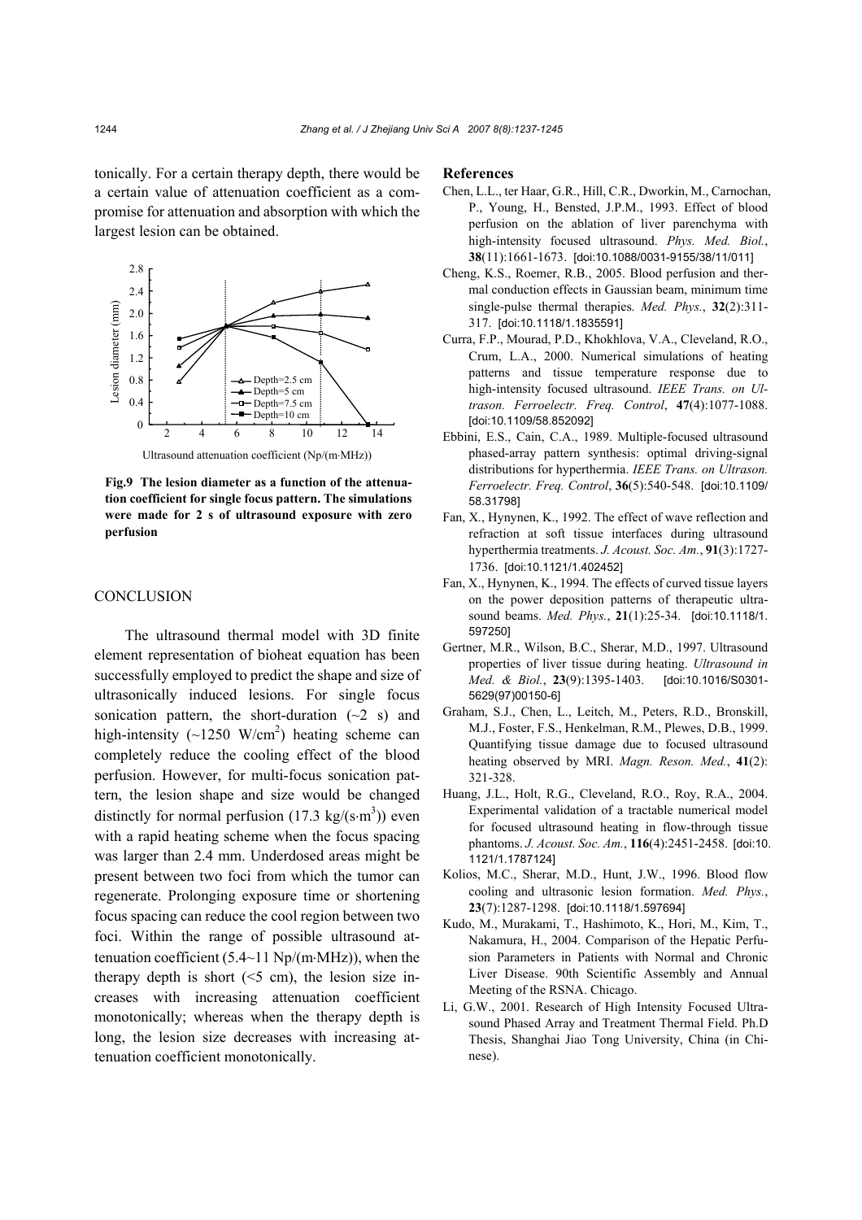tonically. For a certain therapy depth, there would be a certain value of attenuation coefficient as a compromise for attenuation and absorption with which the largest lesion can be obtained.

**Fig.9 The lesion diameter as a function of the attenuation coefficient for single focus pattern. The simulations were made for 2 s of ultrasound exposure with zero perfusion**

## CONCLUSION

The ultrasound thermal model with 3D finite element representation of bioheat equation has been successfully employed to predict the shape and size of ultrasonically induced lesions. For single focus sonication pattern, the short-duration (~2 s) and high-intensity (~1250 W/cm$^2$) heating scheme can completely reduce the cooling effect of the blood perfusion. However, for multi-focus sonication pattern, the lesion shape and size would be changed distinctly for normal perfusion (17.3 kg/(s·m$^3$)) even with a rapid heating scheme when the focus spacing was larger than 2.4 mm. Underdosed areas might be present between two foci from which the tumor can regenerate. Prolonging exposure time or shortening focus spacing can reduce the cool region between two foci. Within the range of possible ultrasound attenuation coefficient (5.4~11 Np/(m·MHz)), when the therapy depth is short (<5 cm), the lesion size increases with increasing attenuation coefficient monotonically; whereas when the therapy depth is long, the lesion size decreases with increasing attenuation coefficient monotonically.

## References

Chen, L.L., ter Haar, G.R., Hill, C.R., Dworkin, M., Carnochan, P., Young, H., Bensted, J.P.M., 1993. Effect of blood perfusion on the ablation of liver parenchyma with high-intensity focused ultrasound. *Phys. Med. Biol.*, **38**(11):1661-1673. [doi:10.1088/0031-9155/38/11/011]

Cheng, K.S., Roemer, R.B., 2005. Blood perfusion and thermal conduction effects in Gaussian beam, minimum time single-pulse thermal therapies. *Med. Phys.*, **32**(2):311-317. [doi:10.1118/1.1835591]

Curra, F.P., Mourad, P.D., Khokhlova, V.A., Cleveland, R.O., Crum, L.A., 2000. Numerical simulations of heating patterns and tissue temperature response due to high-intensity focused ultrasound. *IEEE Trans. on Ultrason. Ferroelectr. Freq. Control*, **47**(4):1077-1088. [doi:10.1109/58.852092]

Ebbini, E.S., Cain, C.A., 1989. Multiple-focused ultrasound phased-array pattern synthesis: optimal driving-signal distributions for hyperthermia. *IEEE Trans. on Ultrason. Ferroelectr. Freq. Control*, **36**(5):540-548. [doi:10.1109/58.31798]

Fan, X., Hynynen, K., 1992. The effect of wave reflection and refraction at soft tissue interfaces during ultrasound hyperthermia treatments. *J. Acoust. Soc. Am.*, **91**(3):1727-1736. [doi:10.1121/1.402452]

Fan, X., Hynynen, K., 1994. The effects of curved tissue layers on the power deposition patterns of therapeutic ultrasound beams. *Med. Phys.*, **21**(1):25-34. [doi:10.1118/1.597250]

Gertner, M.R., Wilson, B.C., Sherar, M.D., 1997. Ultrasound properties of liver tissue during heating. *Ultrasound in Med. & Biol.*, **23**(9):1395-1403. [doi:10.1016/S0301-5629(97)00150-6]

Graham, S.J., Chen, L., Leitch, M., Peters, R.D., Bronskill, M.J., Foster, F.S., Henkelman, R.M., Plewes, D.B., 1999. Quantifying tissue damage due to focused ultrasound heating observed by MRI. *Magn. Reson. Med.*, **41**(2):321-328.

Huang, J.L., Holt, R.G., Cleveland, R.O., Roy, R.A., 2004. Experimental validation of a tractable numerical model for focused ultrasound heating in flow-through tissue phantoms. *J. Acoust. Soc. Am.*, **116**(4):2451-2458. [doi:10.1121/1.1787124]

Kolios, M.C., Sherar, M.D., Hunt, J.W., 1996. Blood flow cooling and ultrasonic lesion formation. *Med. Phys.*, **23**(7):1287-1298. [doi:10.1118/1.597694]

Kudo, M., Murakami, T., Hashimoto, K., Hori, M., Kim, T., Nakamura, H., 2004. Comparison of the Hepatic Perfusion Parameters in Patients with Normal and Chronic Liver Disease. 90th Scientific Assembly and Annual Meeting of the RSNA. Chicago.

Li, G.W., 2001. Research of High Intensity Focused Ultrasound Phased Array and Treatment Thermal Field. Ph.D Thesis, Shanghai Jiao Tong University, China (in Chinese).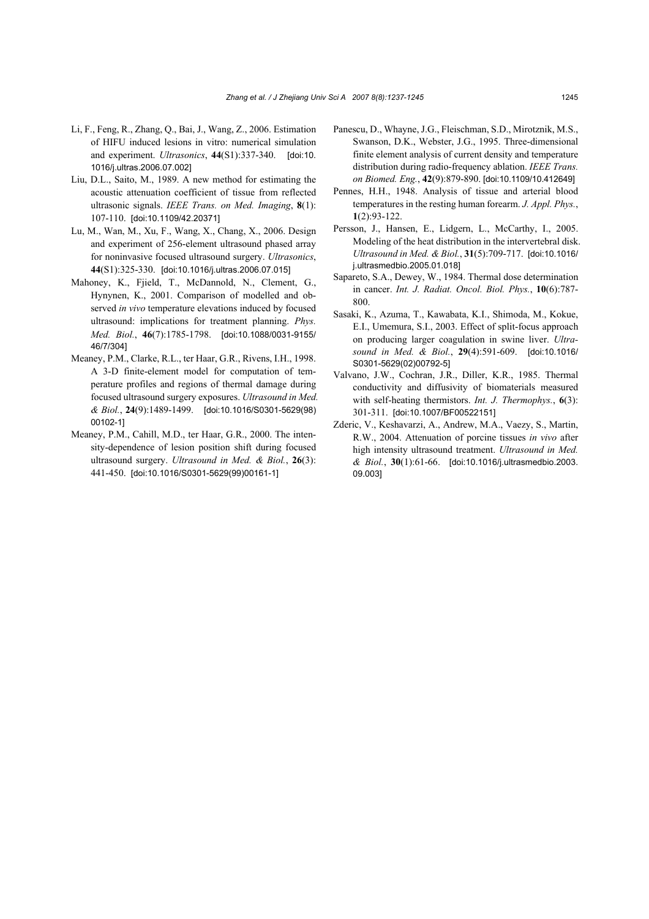Li, F., Feng, R., Zhang, Q., Bai, J., Wang, Z., 2006. Estimation of HIFU induced lesions in vitro: numerical simulation and experiment. *Ultrasonics*, **44**(S1):337-340. [doi:10.1016/j.ultras.2006.07.002]

Liu, D.L., Saito, M., 1989. A new method for estimating the acoustic attenuation coefficient of tissue from reflected ultrasonic signals. *IEEE Trans. on Med. Imaging*, **8**(1):107-110. [doi:10.1109/42.20371]

Lu, M., Wan, M., Xu, F., Wang, X., Chang, X., 2006. Design and experiment of 256-element ultrasound phased array for noninvasive focused ultrasound surgery. *Ultrasonics*, **44**(S1):325-330. [doi:10.1016/j.ultras.2006.07.015]

Mahoney, K., Fjield, T., McDannold, N., Clement, G., Hynynen, K., 2001. Comparison of modelled and observed *in vivo* temperature elevations induced by focused ultrasound: implications for treatment planning. *Phys. Med. Biol.*, **46**(7):1785-1798. [doi:10.1088/0031-9155/46/7/304]

Meaney, P.M., Clarke, R.L., ter Haar, G.R., Rivens, I.H., 1998. A 3-D finite-element model for computation of temperature profiles and regions of thermal damage during focused ultrasound surgery exposures. *Ultrasound in Med. & Biol.*, **24**(9):1489-1499. [doi:10.1016/S0301-5629(98)00102-1]

Meaney, P.M., Cahill, M.D., ter Haar, G.R., 2000. The intensity-dependence of lesion position shift during focused ultrasound surgery. *Ultrasound in Med. & Biol.*, **26**(3):441-450. [doi:10.1016/S0301-5629(99)00161-1]

Panescu, D., Whayne, J.G., Fleischman, S.D., Mirotznik, M.S., Swanson, D.K., Webster, J.G., 1995. Three-dimensional finite element analysis of current density and temperature distribution during radio-frequency ablation. *IEEE Trans. on Biomed. Eng.*, **42**(9):879-890. [doi:10.1109/10.412649]

Pennes, H.H., 1948. Analysis of tissue and arterial blood temperatures in the resting human forearm. *J. Appl. Phys.*, **1**(2):93-122.

Persson, J., Hansen, E., Lidgern, L., McCarthy, I., 2005. Modeling of the heat distribution in the intervertebral disk. *Ultrasound in Med. & Biol.*, **31**(5):709-717. [doi:10.1016/j.ultrasmedbio.2005.01.018]

Sapareto, S.A., Dewey, W., 1984. Thermal dose determination in cancer. *Int. J. Radiat. Oncol. Biol. Phys.*, **10**(6):787-800.

Sasaki, K., Azuma, T., Kawabata, K.I., Shimoda, M., Kokue, E.I., Umemura, S.I., 2003. Effect of split-focus approach on producing larger coagulation in swine liver. *Ultrasound in Med. & Biol.*, **29**(4):591-609. [doi:10.1016/S0301-5629(02)00792-5]

Valvano, J.W., Cochran, J.R., Diller, K.R., 1985. Thermal conductivity and diffusivity of biomaterials measured with self-heating thermistors. *Int. J. Thermophys.*, **6**(3):301-311. [doi:10.1007/BF00522151]

Zderic, V., Keshavarzi, A., Andrew, M.A., Vaezy, S., Martin, R.W., 2004. Attenuation of porcine tissues *in vivo* after high intensity ultrasound treatment. *Ultrasound in Med. & Biol.*, **30**(1):61-66. [doi:10.1016/j.ultrasmedbio.2003.09.003]